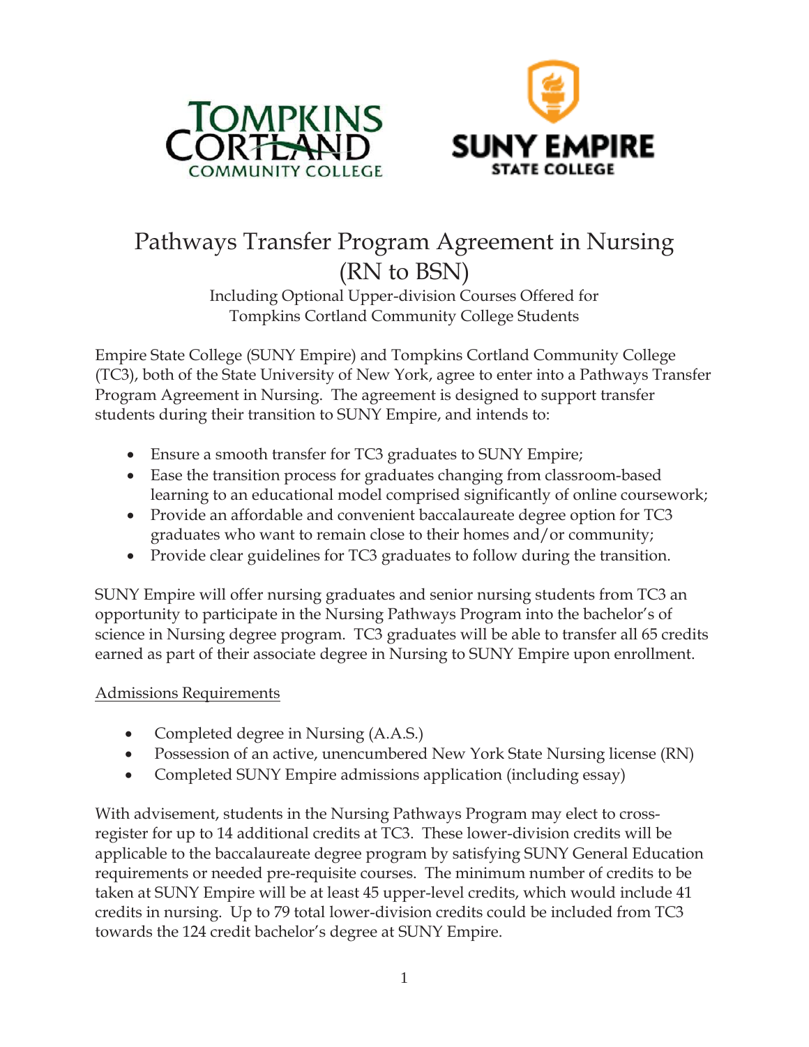# Pathways Transfer Program Agreement in Nursing (RN to BSN)

Including Optional Upper-division Courses Offered for Tompkins Cortland Community College Students

Empire State College (SUNY Empire) and Tompkins Cortland Community College (TC3), both of the State University of New York, agree to enter into a Pathways Transfer Program Agreement in Nursing. The agreement is designed to support transfer students during their transition to SUNY Empire, and intends to:

- Ensure a smooth transfer for TC3 graduates to SUNY Empire;
- Ease the transition process for graduates changing from classroom-based learning to an educational model comprised significantly of online coursework;
- Provide an affordable and convenient baccalaureate degree option for TC3 graduates who want to remain close to their homes and/or community;
- Provide clear guidelines for TC3 graduates to follow during the transition.

SUNY Empire will offer nursing graduates and senior nursing students from TC3 an opportunity to participate in the Nursing Pathways Program into the bachelor's of science in Nursing degree program. TC3 graduates will be able to transfer all 65 credits earned as part of their associate degree in Nursing to SUNY Empire upon enrollment.

## Admissions Requirements

- Completed degree in Nursing (A.A.S.)
- Possession of an active, unencumbered New York State Nursing license (RN)
- Completed SUNY Empire admissions application (including essay)

With advisement, students in the Nursing Pathways Program may elect to cross-register for up to 14 additional credits at TC3. These lower-division credits will be applicable to the baccalaureate degree program by satisfying SUNY General Education requirements or needed pre-requisite courses. The minimum number of credits to be taken at SUNY Empire will be at least 45 upper-level credits, which would include 41 credits in nursing. Up to 79 total lower-division credits could be included from TC3 towards the 124 credit bachelor's degree at SUNY Empire.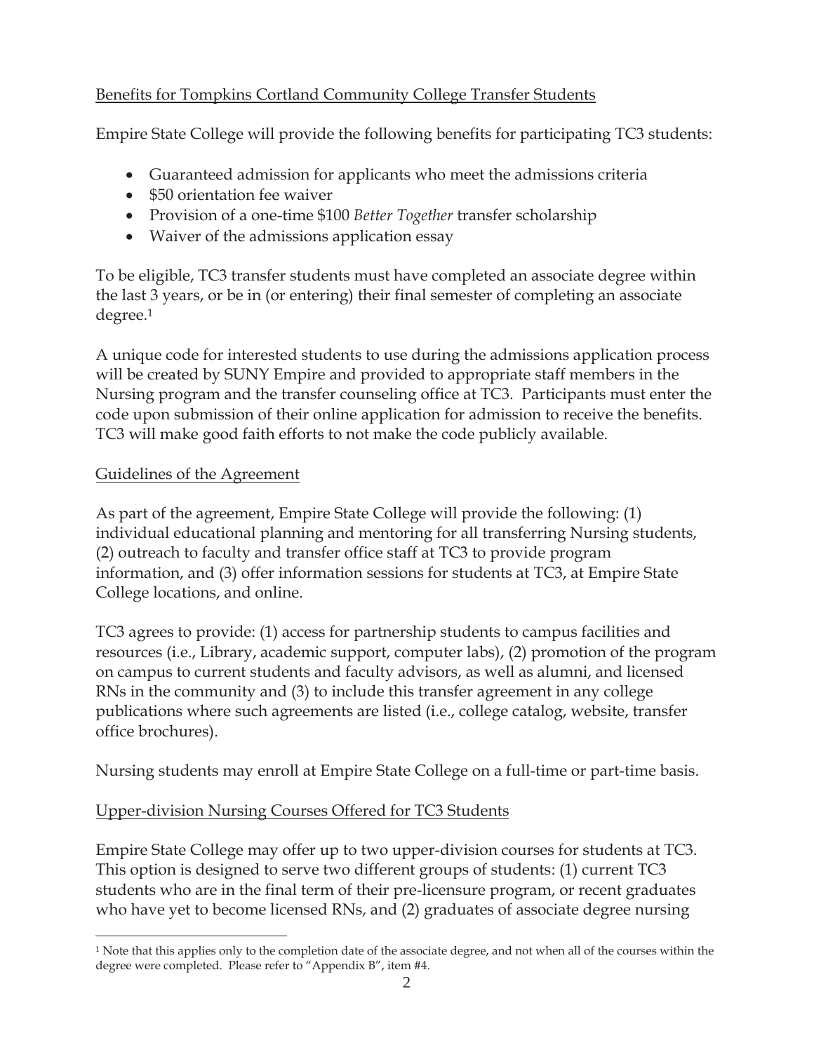## Benefits for Tompkins Cortland Community College Transfer Students

Empire State College will provide the following benefits for participating TC3 students:

- Guaranteed admission for applicants who meet the admissions criteria
- \$50 orientation fee waiver
- Provision of a one-time \$100 *Better Together* transfer scholarship
- Waiver of the admissions application essay

To be eligible, TC3 transfer students must have completed an associate degree within the last 3 years, or be in (or entering) their final semester of completing an associate degree.[1]

A unique code for interested students to use during the admissions application process will be created by SUNY Empire and provided to appropriate staff members in the Nursing program and the transfer counseling office at TC3. Participants must enter the code upon submission of their online application for admission to receive the benefits. TC3 will make good faith efforts to not make the code publicly available.

## Guidelines of the Agreement

As part of the agreement, Empire State College will provide the following: (1) individual educational planning and mentoring for all transferring Nursing students, (2) outreach to faculty and transfer office staff at TC3 to provide program information, and (3) offer information sessions for students at TC3, at Empire State College locations, and online.

TC3 agrees to provide: (1) access for partnership students to campus facilities and resources (i.e., Library, academic support, computer labs), (2) promotion of the program on campus to current students and faculty advisors, as well as alumni, and licensed RNs in the community and (3) to include this transfer agreement in any college publications where such agreements are listed (i.e., college catalog, website, transfer office brochures).

Nursing students may enroll at Empire State College on a full-time or part-time basis.

## Upper-division Nursing Courses Offered for TC3 Students

Empire State College may offer up to two upper-division courses for students at TC3. This option is designed to serve two different groups of students: (1) current TC3 students who are in the final term of their pre-licensure program, or recent graduates who have yet to become licensed RNs, and (2) graduates of associate degree nursing

---

[1] Note that this applies only to the completion date of the associate degree, and not when all of the courses within the degree were completed. Please refer to "Appendix B", item #4.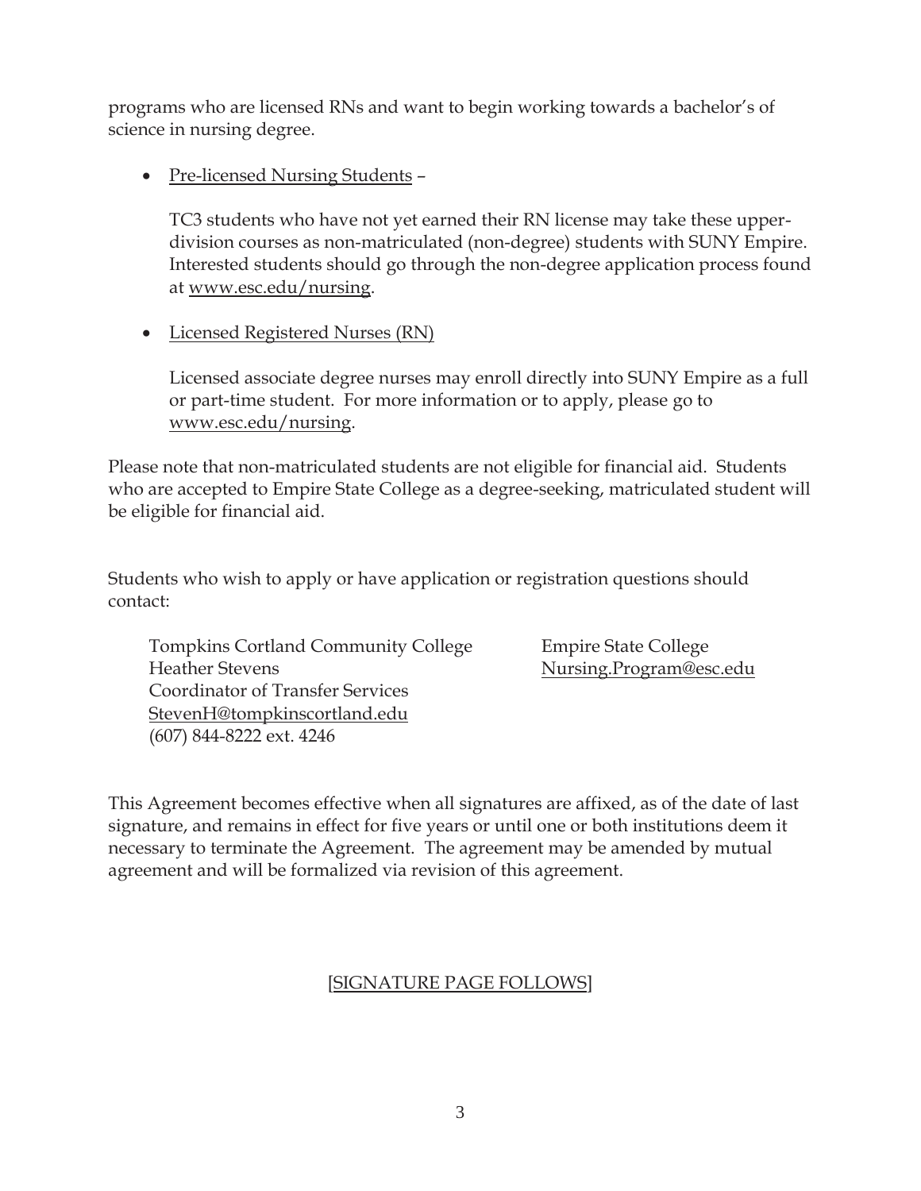programs who are licensed RNs and want to begin working towards a bachelor's of science in nursing degree.

- Pre-licensed Nursing Students –

  TC3 students who have not yet earned their RN license may take these upper-division courses as non-matriculated (non-degree) students with SUNY Empire. Interested students should go through the non-degree application process found at www.esc.edu/nursing.

- Licensed Registered Nurses (RN)

  Licensed associate degree nurses may enroll directly into SUNY Empire as a full or part-time student. For more information or to apply, please go to www.esc.edu/nursing.

Please note that non-matriculated students are not eligible for financial aid. Students who are accepted to Empire State College as a degree-seeking, matriculated student will be eligible for financial aid.

Students who wish to apply or have application or registration questions should contact:

Tompkins Cortland Community College
Heather Stevens
Coordinator of Transfer Services
StevenH@tompkinscortland.edu
(607) 844-8222 ext. 4246

Empire State College
Nursing.Program@esc.edu

This Agreement becomes effective when all signatures are affixed, as of the date of last signature, and remains in effect for five years or until one or both institutions deem it necessary to terminate the Agreement. The agreement may be amended by mutual agreement and will be formalized via revision of this agreement.

[SIGNATURE PAGE FOLLOWS]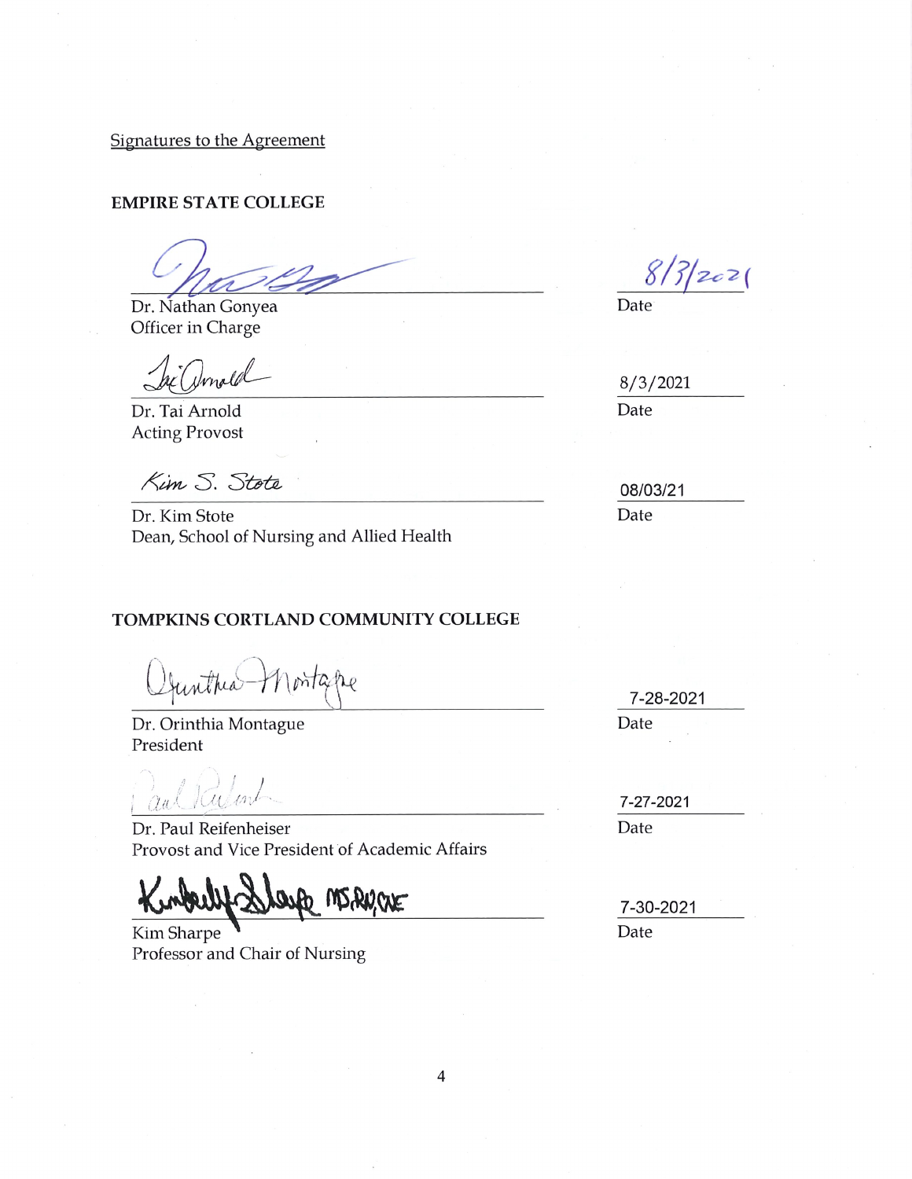Signatures to the Agreement

**EMPIRE STATE COLLEGE**

| | |
|---|---|
| Dr. Nathan Gonyea<br>Officer in Charge | 8/3/2021<br>Date |
| Dr. Tai Arnold<br>Acting Provost | 8/3/2021<br>Date |
| Kim S. Stote<br>Dr. Kim Stote<br>Dean, School of Nursing and Allied Health | 08/03/21<br>Date |

**TOMPKINS CORTLAND COMMUNITY COLLEGE**

| | |
|---|---|
| Orinthia Montague<br>Dr. Orinthia Montague<br>President | 7-28-2021<br>Date |
| Dr. Paul Reifenheiser<br>Provost and Vice President of Academic Affairs | 7-27-2021<br>Date |
| Kimberly Sharpe MS,RN,CNE<br>Kim Sharpe<br>Professor and Chair of Nursing | 7-30-2021<br>Date |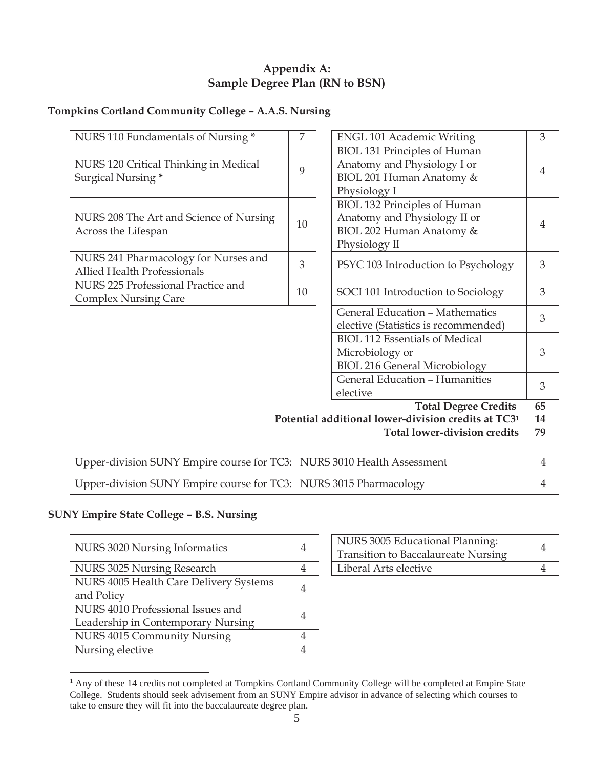# Appendix A:
# Sample Degree Plan (RN to BSN)

### Tompkins Cortland Community College – A.A.S. Nursing

| Course | Credits |
|---|---|
| NURS 110 Fundamentals of Nursing * | 7 |
| NURS 120 Critical Thinking in Medical Surgical Nursing * | 9 |
| NURS 208 The Art and Science of Nursing Across the Lifespan | 10 |
| NURS 241 Pharmacology for Nurses and Allied Health Professionals | 3 |
| NURS 225 Professional Practice and Complex Nursing Care | 10 |

| Course | Credits |
|---|---|
| ENGL 101 Academic Writing | 3 |
| BIOL 131 Principles of Human Anatomy and Physiology I or BIOL 201 Human Anatomy & Physiology I | 4 |
| BIOL 132 Principles of Human Anatomy and Physiology II or BIOL 202 Human Anatomy & Physiology II | 4 |
| PSYC 103 Introduction to Psychology | 3 |
| SOCI 101 Introduction to Sociology | 3 |
| General Education – Mathematics elective (Statistics is recommended) | 3 |
| BIOL 112 Essentials of Medical Microbiology or BIOL 216 General Microbiology | 3 |
| General Education – Humanities elective | 3 |
| **Total Degree Credits** | **65** |
| **Potential additional lower-division credits at TC3[1]** | **14** |
| **Total lower-division credits** | **79** |

| Course | Credits |
|---|---|
| Upper-division SUNY Empire course for TC3: NURS 3010 Health Assessment | 4 |
| Upper-division SUNY Empire course for TC3: NURS 3015 Pharmacology | 4 |

### SUNY Empire State College – B.S. Nursing

| Course | Credits |
|---|---|
| NURS 3020 Nursing Informatics | 4 |
| NURS 3025 Nursing Research | 4 |
| NURS 4005 Health Care Delivery Systems and Policy | 4 |
| NURS 4010 Professional Issues and Leadership in Contemporary Nursing | 4 |
| NURS 4015 Community Nursing | 4 |
| Nursing elective | 4 |

| Course | Credits |
|---|---|
| NURS 3005 Educational Planning: Transition to Baccalaureate Nursing | 4 |
| Liberal Arts elective | 4 |

[1] Any of these 14 credits not completed at Tompkins Cortland Community College will be completed at Empire State College. Students should seek advisement from an SUNY Empire advisor in advance of selecting which courses to take to ensure they will fit into the baccalaureate degree plan.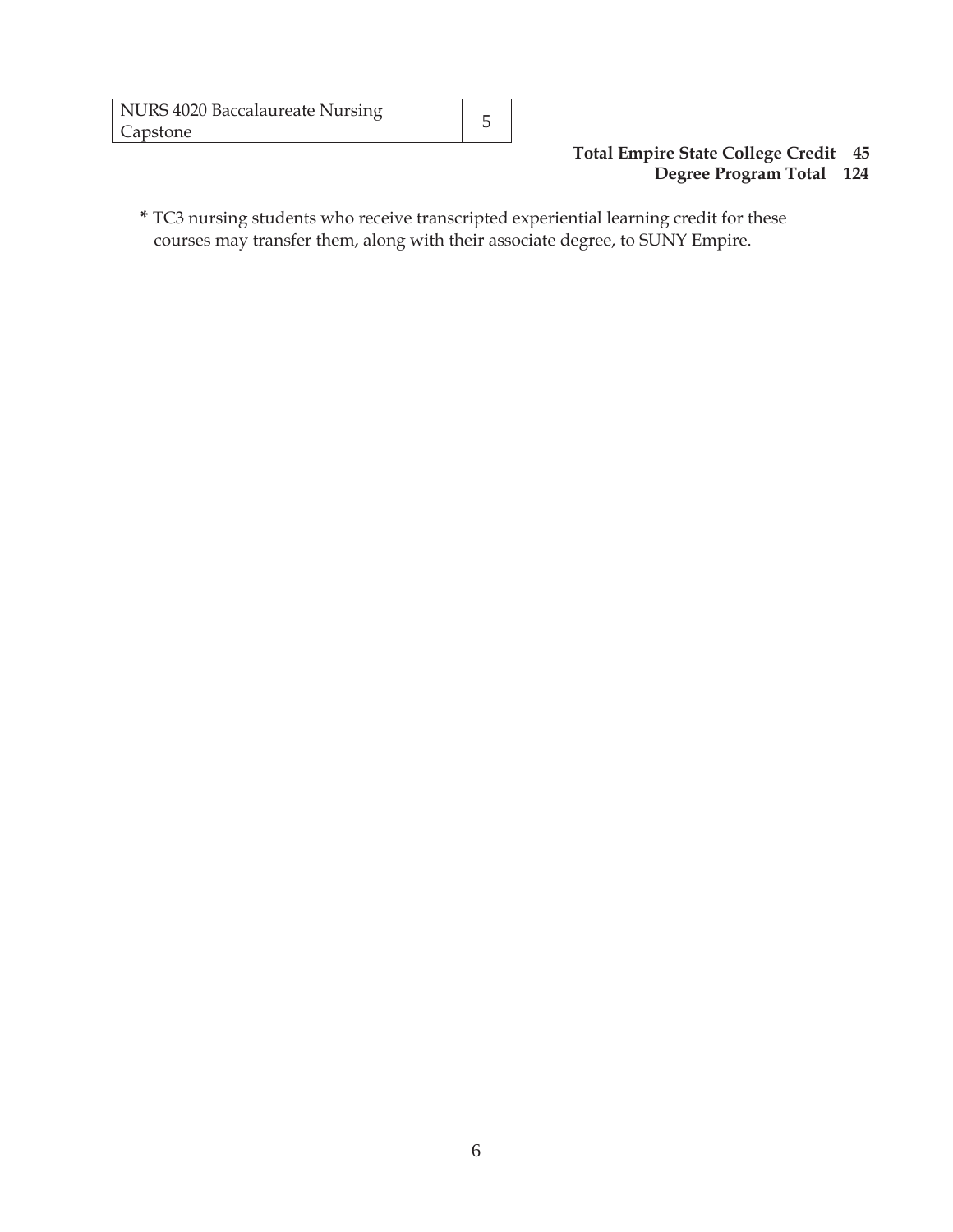| NURS 4020 Baccalaureate Nursing Capstone | 5 |
|---|---|

**Total Empire State College Credit 45**
**Degree Program Total 124**

**\*** TC3 nursing students who receive transcripted experiential learning credit for these courses may transfer them, along with their associate degree, to SUNY Empire.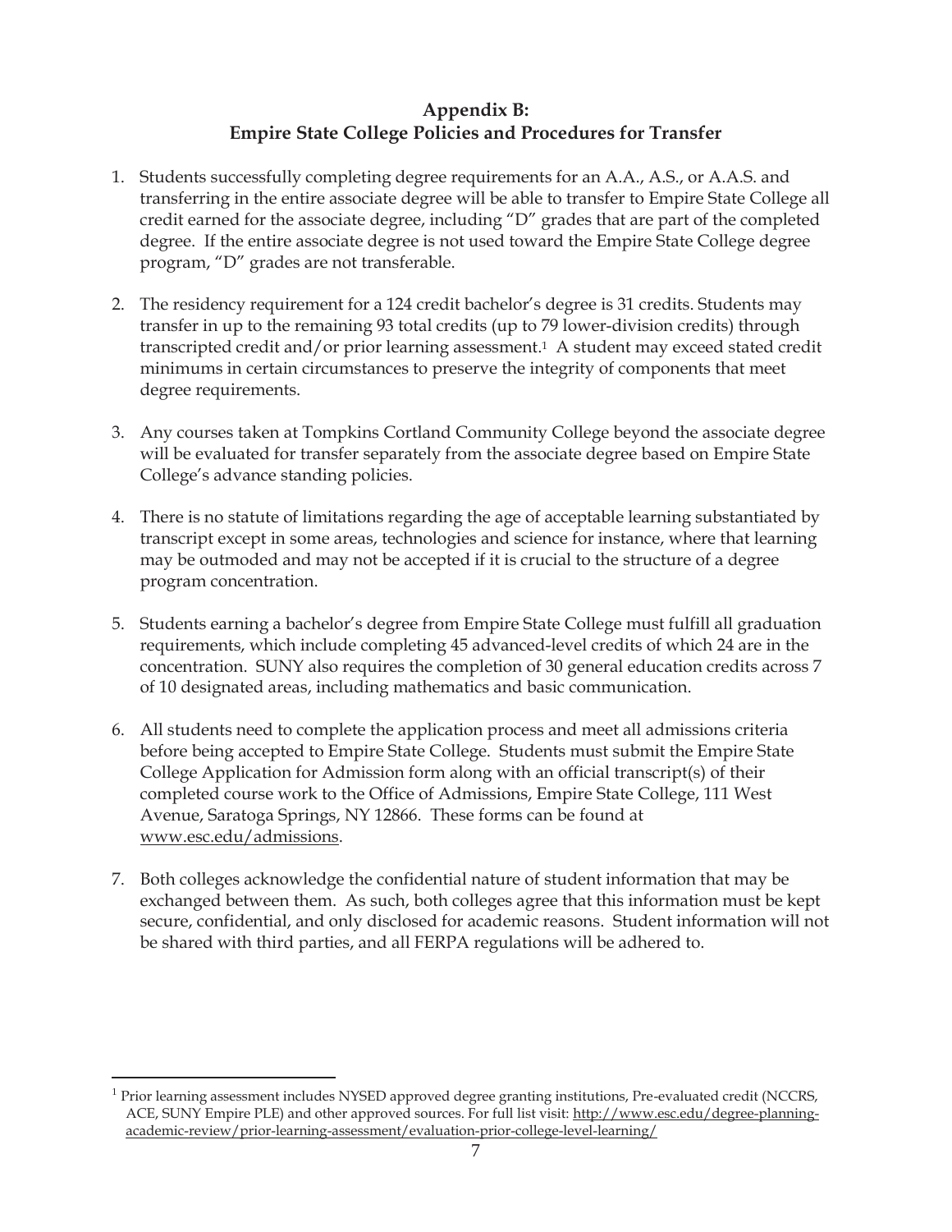## Appendix B:
## Empire State College Policies and Procedures for Transfer

1. Students successfully completing degree requirements for an A.A., A.S., or A.A.S. and transferring in the entire associate degree will be able to transfer to Empire State College all credit earned for the associate degree, including "D" grades that are part of the completed degree. If the entire associate degree is not used toward the Empire State College degree program, "D" grades are not transferable.

2. The residency requirement for a 124 credit bachelor's degree is 31 credits. Students may transfer in up to the remaining 93 total credits (up to 79 lower-division credits) through transcripted credit and/or prior learning assessment.[1] A student may exceed stated credit minimums in certain circumstances to preserve the integrity of components that meet degree requirements.

3. Any courses taken at Tompkins Cortland Community College beyond the associate degree will be evaluated for transfer separately from the associate degree based on Empire State College's advance standing policies.

4. There is no statute of limitations regarding the age of acceptable learning substantiated by transcript except in some areas, technologies and science for instance, where that learning may be outmoded and may not be accepted if it is crucial to the structure of a degree program concentration.

5. Students earning a bachelor's degree from Empire State College must fulfill all graduation requirements, which include completing 45 advanced-level credits of which 24 are in the concentration. SUNY also requires the completion of 30 general education credits across 7 of 10 designated areas, including mathematics and basic communication.

6. All students need to complete the application process and meet all admissions criteria before being accepted to Empire State College. Students must submit the Empire State College Application for Admission form along with an official transcript(s) of their completed course work to the Office of Admissions, Empire State College, 111 West Avenue, Saratoga Springs, NY 12866. These forms can be found at www.esc.edu/admissions.

7. Both colleges acknowledge the confidential nature of student information that may be exchanged between them. As such, both colleges agree that this information must be kept secure, confidential, and only disclosed for academic reasons. Student information will not be shared with third parties, and all FERPA regulations will be adhered to.

---

[1] Prior learning assessment includes NYSED approved degree granting institutions, Pre-evaluated credit (NCCRS, ACE, SUNY Empire PLE) and other approved sources. For full list visit: http://www.esc.edu/degree-planning-academic-review/prior-learning-assessment/evaluation-prior-college-level-learning/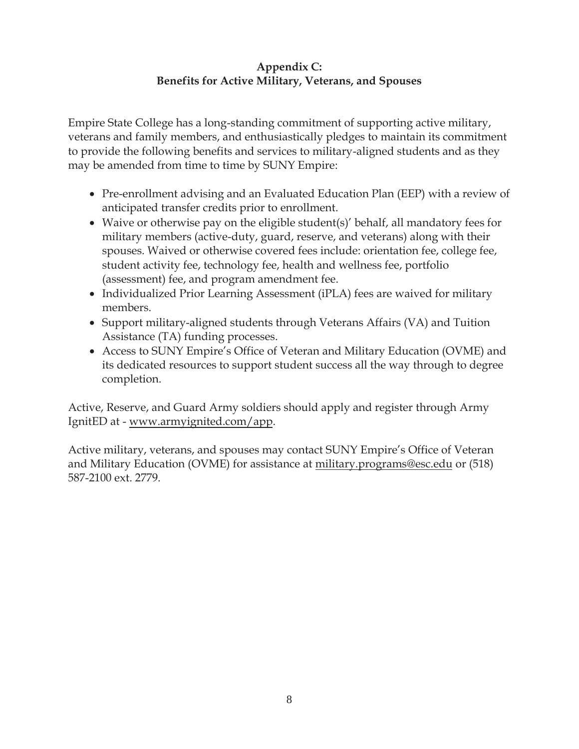## Appendix C: Benefits for Active Military, Veterans, and Spouses

Empire State College has a long-standing commitment of supporting active military, veterans and family members, and enthusiastically pledges to maintain its commitment to provide the following benefits and services to military-aligned students and as they may be amended from time to time by SUNY Empire:

- Pre-enrollment advising and an Evaluated Education Plan (EEP) with a review of anticipated transfer credits prior to enrollment.
- Waive or otherwise pay on the eligible student(s)' behalf, all mandatory fees for military members (active-duty, guard, reserve, and veterans) along with their spouses. Waived or otherwise covered fees include: orientation fee, college fee, student activity fee, technology fee, health and wellness fee, portfolio (assessment) fee, and program amendment fee.
- Individualized Prior Learning Assessment (iPLA) fees are waived for military members.
- Support military-aligned students through Veterans Affairs (VA) and Tuition Assistance (TA) funding processes.
- Access to SUNY Empire's Office of Veteran and Military Education (OVME) and its dedicated resources to support student success all the way through to degree completion.

Active, Reserve, and Guard Army soldiers should apply and register through Army IgnitED at - www.armyignited.com/app.

Active military, veterans, and spouses may contact SUNY Empire's Office of Veteran and Military Education (OVME) for assistance at military.programs@esc.edu or (518) 587-2100 ext. 2779.